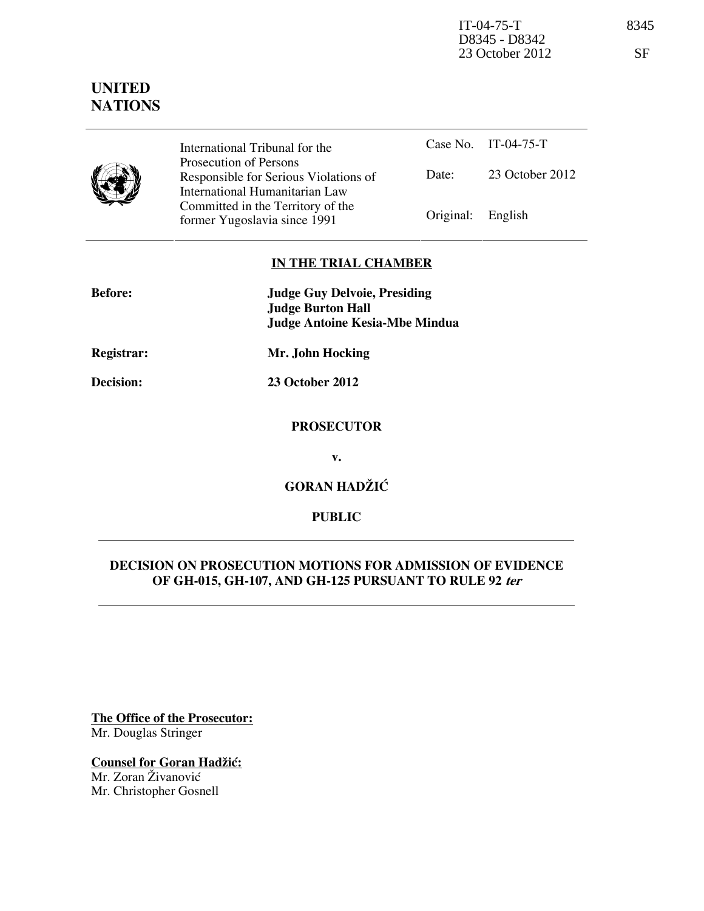IT-04-75-T
D8345 - D8342
23 October 2012

8345

SF

**UNITED NATIONS**

| International Tribunal for the Prosecution of Persons Responsible for Serious Violations of International Humanitarian Law Committed in the Territory of the former Yugoslavia since 1991 | Case No. | IT-04-75-T |
|---|---|---|
| | Date: | 23 October 2012 |
| | Original: | English |

## IN THE TRIAL CHAMBER

**Before:** **Judge Guy Delvoie, Presiding**
**Judge Burton Hall**
**Judge Antoine Kesia-Mbe Mindua**

**Registrar:** **Mr. John Hocking**

**Decision:** **23 October 2012**

**PROSECUTOR**

**v.**

**GORAN HADŽIĆ**

**PUBLIC**

## DECISION ON PROSECUTION MOTIONS FOR ADMISSION OF EVIDENCE OF GH-015, GH-107, AND GH-125 PURSUANT TO RULE 92 *ter*

**The Office of the Prosecutor:**
Mr. Douglas Stringer

**Counsel for Goran Hadžić:**
Mr. Zoran Živanović
Mr. Christopher Gosnell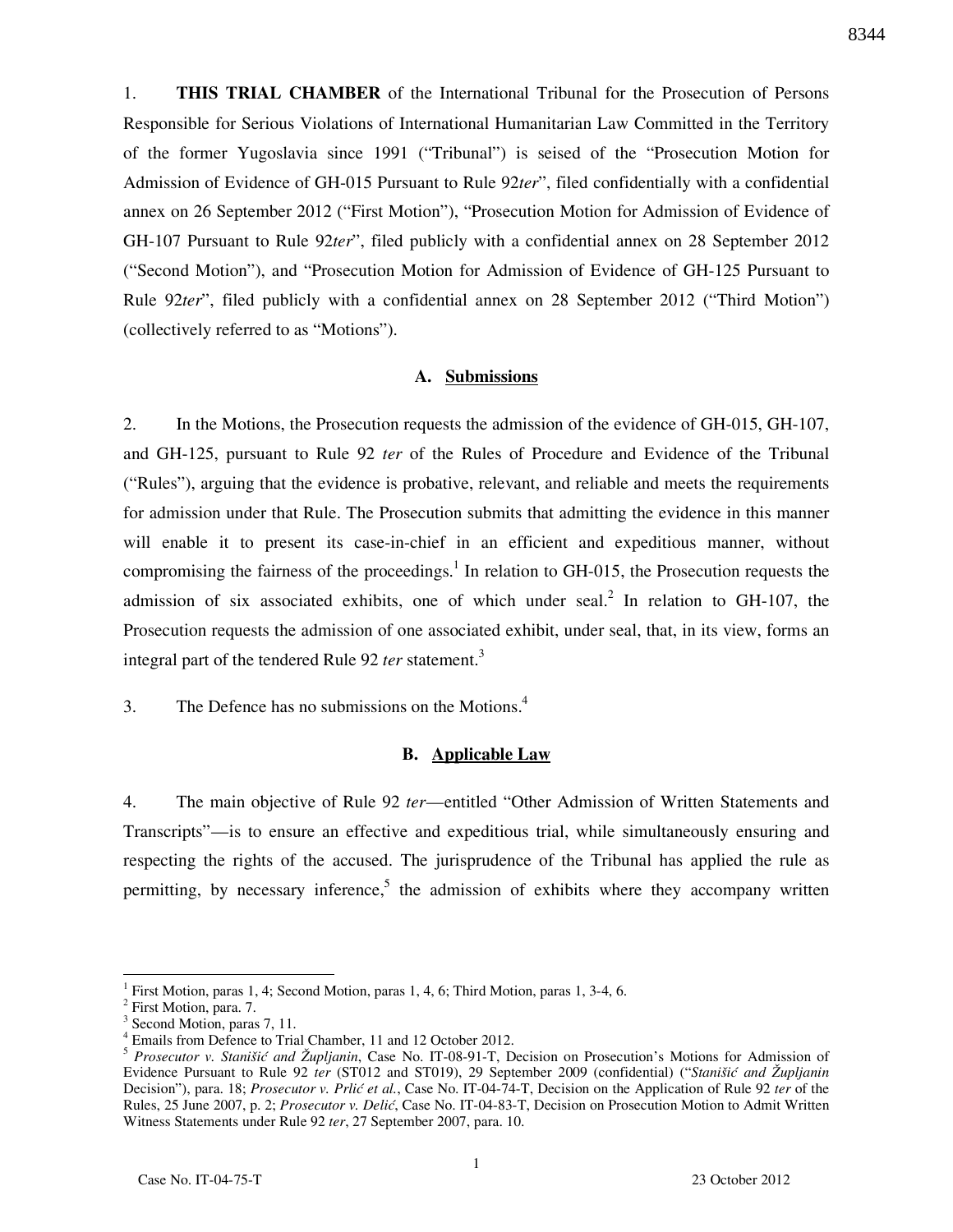1. **THIS TRIAL CHAMBER** of the International Tribunal for the Prosecution of Persons Responsible for Serious Violations of International Humanitarian Law Committed in the Territory of the former Yugoslavia since 1991 ("Tribunal") is seised of the "Prosecution Motion for Admission of Evidence of GH-015 Pursuant to Rule 92*ter*", filed confidentially with a confidential annex on 26 September 2012 ("First Motion"), "Prosecution Motion for Admission of Evidence of GH-107 Pursuant to Rule 92*ter*", filed publicly with a confidential annex on 28 September 2012 ("Second Motion"), and "Prosecution Motion for Admission of Evidence of GH-125 Pursuant to Rule 92*ter*", filed publicly with a confidential annex on 28 September 2012 ("Third Motion") (collectively referred to as "Motions").

## A. Submissions

2. In the Motions, the Prosecution requests the admission of the evidence of GH-015, GH-107, and GH-125, pursuant to Rule 92 *ter* of the Rules of Procedure and Evidence of the Tribunal ("Rules"), arguing that the evidence is probative, relevant, and reliable and meets the requirements for admission under that Rule. The Prosecution submits that admitting the evidence in this manner will enable it to present its case-in-chief in an efficient and expeditious manner, without compromising the fairness of the proceedings.[1] In relation to GH-015, the Prosecution requests the admission of six associated exhibits, one of which under seal.[2] In relation to GH-107, the Prosecution requests the admission of one associated exhibit, under seal, that, in its view, forms an integral part of the tendered Rule 92 *ter* statement.[3]

3. The Defence has no submissions on the Motions.[4]

## B. Applicable Law

4. The main objective of Rule 92 *ter*—entitled "Other Admission of Written Statements and Transcripts"—is to ensure an effective and expeditious trial, while simultaneously ensuring and respecting the rights of the accused. The jurisprudence of the Tribunal has applied the rule as permitting, by necessary inference,[5] the admission of exhibits where they accompany written

---

[1] First Motion, paras 1, 4; Second Motion, paras 1, 4, 6; Third Motion, paras 1, 3-4, 6.

[2] First Motion, para. 7.

[3] Second Motion, paras 7, 11.

[4] Emails from Defence to Trial Chamber, 11 and 12 October 2012.

[5] *Prosecutor v. Stanišić and Župljanin*, Case No. IT-08-91-T, Decision on Prosecution's Motions for Admission of Evidence Pursuant to Rule 92 *ter* (ST012 and ST019), 29 September 2009 (confidential) ("*Stanišić and Župljanin* Decision"), para. 18; *Prosecutor v. Prlić et al.*, Case No. IT-04-74-T, Decision on the Application of Rule 92 *ter* of the Rules, 25 June 2007, p. 2; *Prosecutor v. Delić*, Case No. IT-04-83-T, Decision on Prosecution Motion to Admit Written Witness Statements under Rule 92 *ter*, 27 September 2007, para. 10.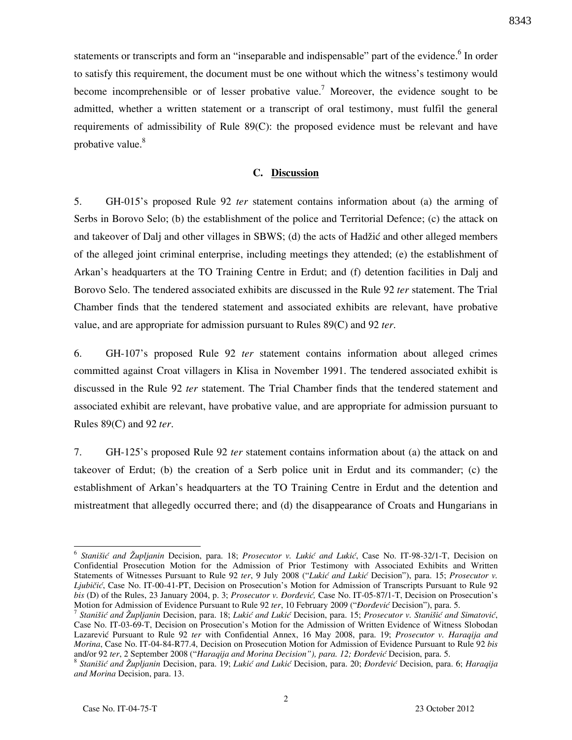statements or transcripts and form an "inseparable and indispensable" part of the evidence.[6] In order to satisfy this requirement, the document must be one without which the witness's testimony would become incomprehensible or of lesser probative value.[7] Moreover, the evidence sought to be admitted, whether a written statement or a transcript of oral testimony, must fulfil the general requirements of admissibility of Rule 89(C): the proposed evidence must be relevant and have probative value.[8]

## C. Discussion

5. GH-015's proposed Rule 92 *ter* statement contains information about (a) the arming of Serbs in Borovo Selo; (b) the establishment of the police and Territorial Defence; (c) the attack on and takeover of Dalj and other villages in SBWS; (d) the acts of Hadžić and other alleged members of the alleged joint criminal enterprise, including meetings they attended; (e) the establishment of Arkan's headquarters at the TO Training Centre in Erdut; and (f) detention facilities in Dalj and Borovo Selo. The tendered associated exhibits are discussed in the Rule 92 *ter* statement. The Trial Chamber finds that the tendered statement and associated exhibits are relevant, have probative value, and are appropriate for admission pursuant to Rules 89(C) and 92 *ter*.

6. GH-107's proposed Rule 92 *ter* statement contains information about alleged crimes committed against Croat villagers in Klisa in November 1991. The tendered associated exhibit is discussed in the Rule 92 *ter* statement. The Trial Chamber finds that the tendered statement and associated exhibit are relevant, have probative value, and are appropriate for admission pursuant to Rules 89(C) and 92 *ter*.

7. GH-125's proposed Rule 92 *ter* statement contains information about (a) the attack on and takeover of Erdut; (b) the creation of a Serb police unit in Erdut and its commander; (c) the establishment of Arkan's headquarters at the TO Training Centre in Erdut and the detention and mistreatment that allegedly occurred there; and (d) the disappearance of Croats and Hungarians in

---

[6] *Stanišić and Župljanin* Decision, para. 18; *Prosecutor v. Lukić and Lukić*, Case No. IT-98-32/1-T, Decision on Confidential Prosecution Motion for the Admission of Prior Testimony with Associated Exhibits and Written Statements of Witnesses Pursuant to Rule 92 *ter*, 9 July 2008 ("*Lukić and Lukić* Decision"), para. 15; *Prosecutor v. Ljubičić*, Case No. IT-00-41-PT, Decision on Prosecution's Motion for Admission of Transcripts Pursuant to Rule 92 *bis* (D) of the Rules, 23 January 2004, p. 3; *Prosecutor v. Đorđević,* Case No. IT-05-87/1-T, Decision on Prosecution's Motion for Admission of Evidence Pursuant to Rule 92 *ter*, 10 February 2009 ("*Đorđević* Decision"), para. 5.

[7] *Stanišić and Župljanin* Decision, para. 18; *Lukić and Lukić* Decision, para. 15; *Prosecutor v. Stanišić and Simatović*, Case No. IT-03-69-T, Decision on Prosecution's Motion for the Admission of Written Evidence of Witness Slobodan Lazarević Pursuant to Rule 92 *ter* with Confidential Annex, 16 May 2008, para. 19; *Prosecutor v. Haraqija and Morina*, Case No. IT-04-84-R77.4, Decision on Prosecution Motion for Admission of Evidence Pursuant to Rule 92 *bis* and/or 92 *ter*, 2 September 2008 ("*Haraqija and Morina Decision"), para. 12; Đorđević* Decision, para. 5.

[8] *Stanišić and Župljanin* Decision, para. 19; *Lukić and Lukić* Decision, para. 20; *Đorđević* Decision, para. 6; *Haraqija and Morina* Decision, para. 13.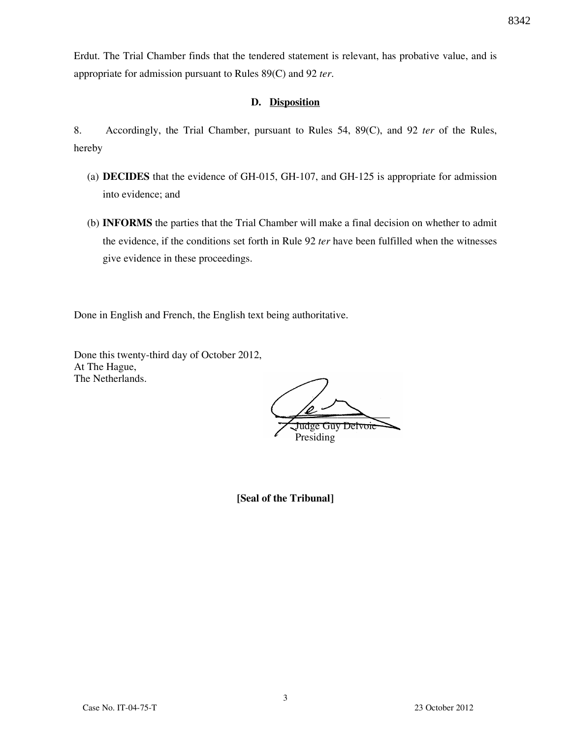Erdut. The Trial Chamber finds that the tendered statement is relevant, has probative value, and is appropriate for admission pursuant to Rules 89(C) and 92 *ter*.

## D. Disposition

8. Accordingly, the Trial Chamber, pursuant to Rules 54, 89(C), and 92 *ter* of the Rules, hereby

(a) **DECIDES** that the evidence of GH-015, GH-107, and GH-125 is appropriate for admission into evidence; and

(b) **INFORMS** the parties that the Trial Chamber will make a final decision on whether to admit the evidence, if the conditions set forth in Rule 92 *ter* have been fulfilled when the witnesses give evidence in these proceedings.

Done in English and French, the English text being authoritative.

Done this twenty-third day of October 2012,
At The Hague,
The Netherlands.

Judge Guy Delvoie
Presiding

**[Seal of the Tribunal]**